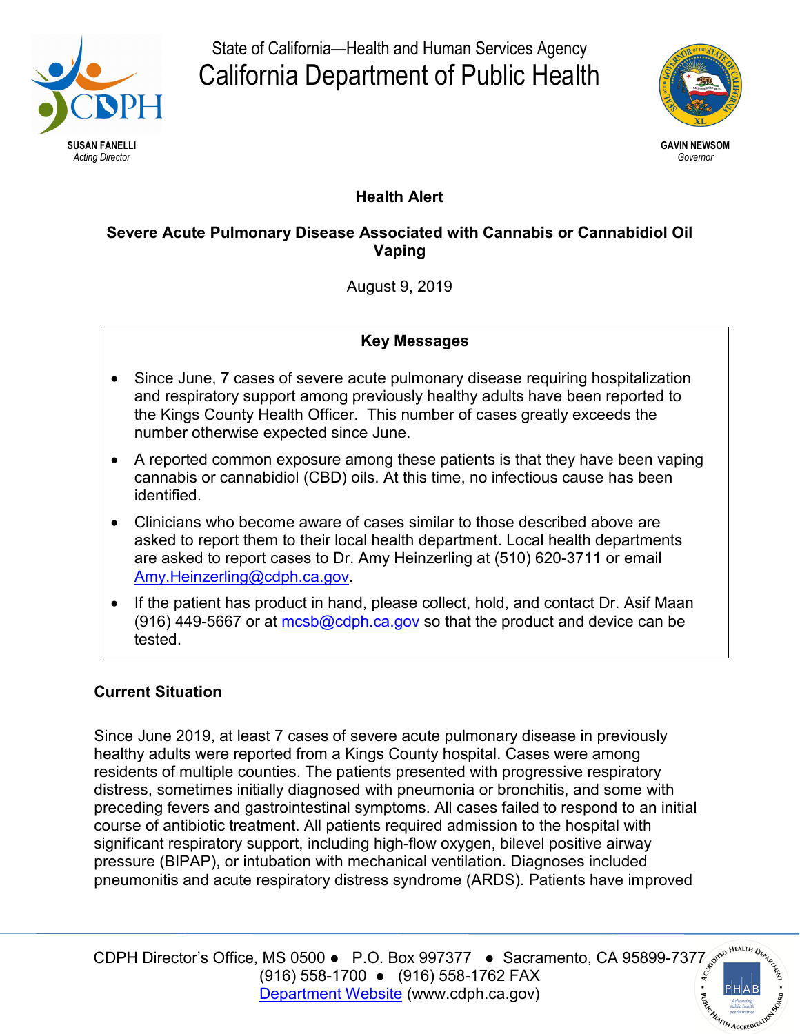SUSAN FANELLI
*Acting Director*

State of California—Health and Human Services Agency
# California Department of Public Health

GAVIN NEWSOM
*Governor*

## Health Alert

### Severe Acute Pulmonary Disease Associated with Cannabis or Cannabidiol Oil Vaping

August 9, 2019

**Key Messages**

- Since June, 7 cases of severe acute pulmonary disease requiring hospitalization and respiratory support among previously healthy adults have been reported to the Kings County Health Officer. This number of cases greatly exceeds the number otherwise expected since June.
- A reported common exposure among these patients is that they have been vaping cannabis or cannabidiol (CBD) oils. At this time, no infectious cause has been identified.
- Clinicians who become aware of cases similar to those described above are asked to report them to their local health department. Local health departments are asked to report cases to Dr. Amy Heinzerling at (510) 620-3711 or email Amy.Heinzerling@cdph.ca.gov.
- If the patient has product in hand, please collect, hold, and contact Dr. Asif Maan (916) 449-5667 or at mcsb@cdph.ca.gov so that the product and device can be tested.

### Current Situation

Since June 2019, at least 7 cases of severe acute pulmonary disease in previously healthy adults were reported from a Kings County hospital. Cases were among residents of multiple counties. The patients presented with progressive respiratory distress, sometimes initially diagnosed with pneumonia or bronchitis, and some with preceding fevers and gastrointestinal symptoms. All cases failed to respond to an initial course of antibiotic treatment. All patients required admission to the hospital with significant respiratory support, including high-flow oxygen, bilevel positive airway pressure (BIPAP), or intubation with mechanical ventilation. Diagnoses included pneumonitis and acute respiratory distress syndrome (ARDS). Patients have improved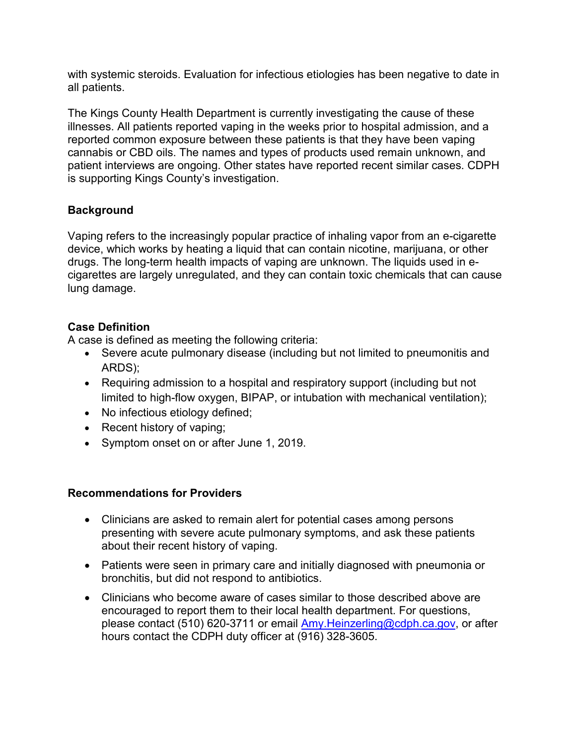with systemic steroids. Evaluation for infectious etiologies has been negative to date in all patients.

The Kings County Health Department is currently investigating the cause of these illnesses. All patients reported vaping in the weeks prior to hospital admission, and a reported common exposure between these patients is that they have been vaping cannabis or CBD oils. The names and types of products used remain unknown, and patient interviews are ongoing. Other states have reported recent similar cases. CDPH is supporting Kings County's investigation.

**Background**

Vaping refers to the increasingly popular practice of inhaling vapor from an e-cigarette device, which works by heating a liquid that can contain nicotine, marijuana, or other drugs. The long-term health impacts of vaping are unknown. The liquids used in e-cigarettes are largely unregulated, and they can contain toxic chemicals that can cause lung damage.

**Case Definition**

A case is defined as meeting the following criteria:

- Severe acute pulmonary disease (including but not limited to pneumonitis and ARDS);
- Requiring admission to a hospital and respiratory support (including but not limited to high-flow oxygen, BIPAP, or intubation with mechanical ventilation);
- No infectious etiology defined;
- Recent history of vaping;
- Symptom onset on or after June 1, 2019.

**Recommendations for Providers**

- Clinicians are asked to remain alert for potential cases among persons presenting with severe acute pulmonary symptoms, and ask these patients about their recent history of vaping.
- Patients were seen in primary care and initially diagnosed with pneumonia or bronchitis, but did not respond to antibiotics.
- Clinicians who become aware of cases similar to those described above are encouraged to report them to their local health department. For questions, please contact (510) 620-3711 or email Amy.Heinzerling@cdph.ca.gov, or after hours contact the CDPH duty officer at (916) 328-3605.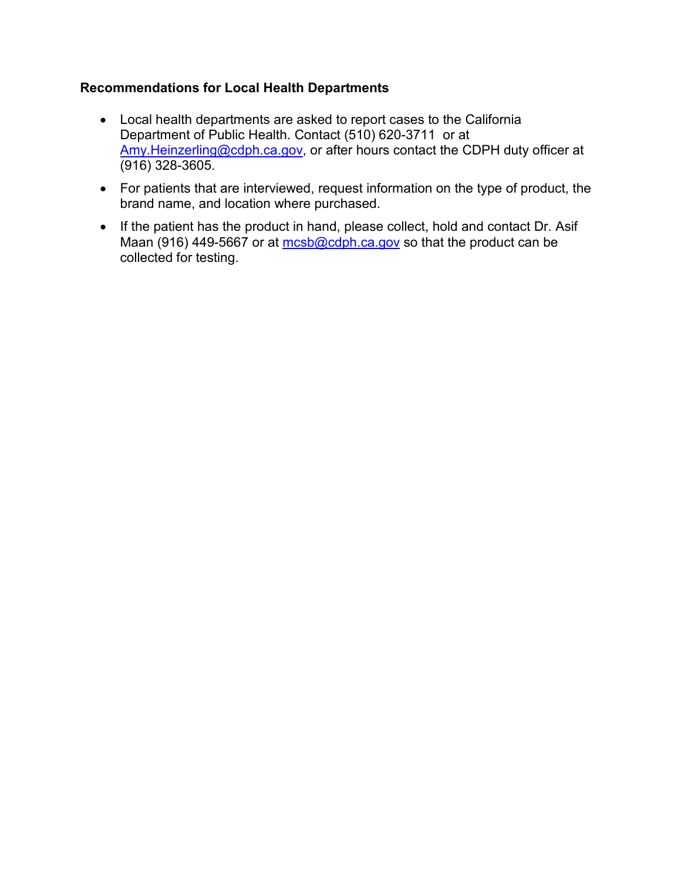**Recommendations for Local Health Departments**

- Local health departments are asked to report cases to the California Department of Public Health. Contact (510) 620-3711 or at Amy.Heinzerling@cdph.ca.gov, or after hours contact the CDPH duty officer at (916) 328-3605.
- For patients that are interviewed, request information on the type of product, the brand name, and location where purchased.
- If the patient has the product in hand, please collect, hold and contact Dr. Asif Maan (916) 449-5667 or at mcsb@cdph.ca.gov so that the product can be collected for testing.